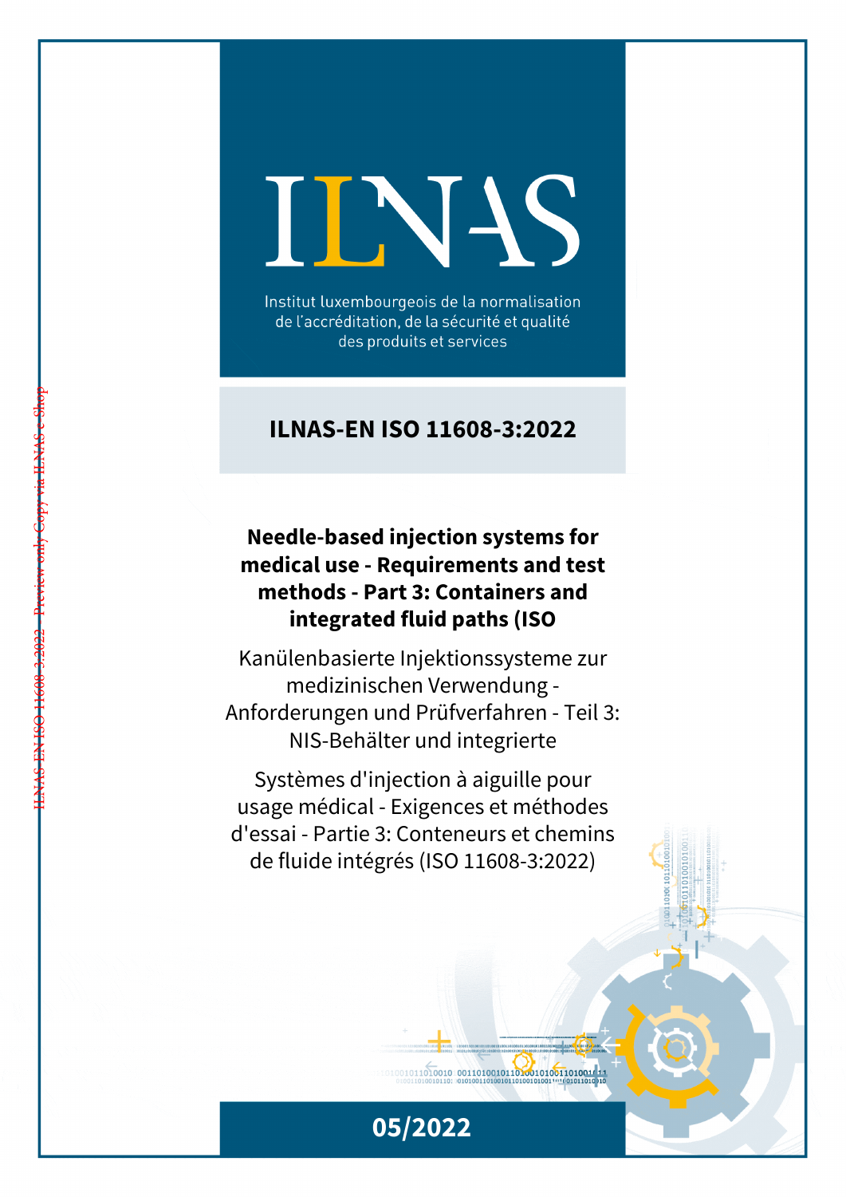# ILNAS

Institut luxembourgeois de la normalisation
de l'accréditation, de la sécurité et qualité
des produits et services

## ILNAS-EN ISO 11608-3:2022

**Needle-based injection systems for medical use - Requirements and test methods - Part 3: Containers and integrated fluid paths (ISO**

Kanülenbasierte Injektionssysteme zur medizinischen Verwendung - Anforderungen und Prüfverfahren - Teil 3: NIS-Behälter und integrierte

Systèmes d'injection à aiguille pour usage médical - Exigences et méthodes d'essai - Partie 3: Conteneurs et chemins de fluide intégrés (ISO 11608-3:2022)

05/2022

ILNAS-EN ISO 11608-3:2022 - Preview only Copy via ILNAS e-Shop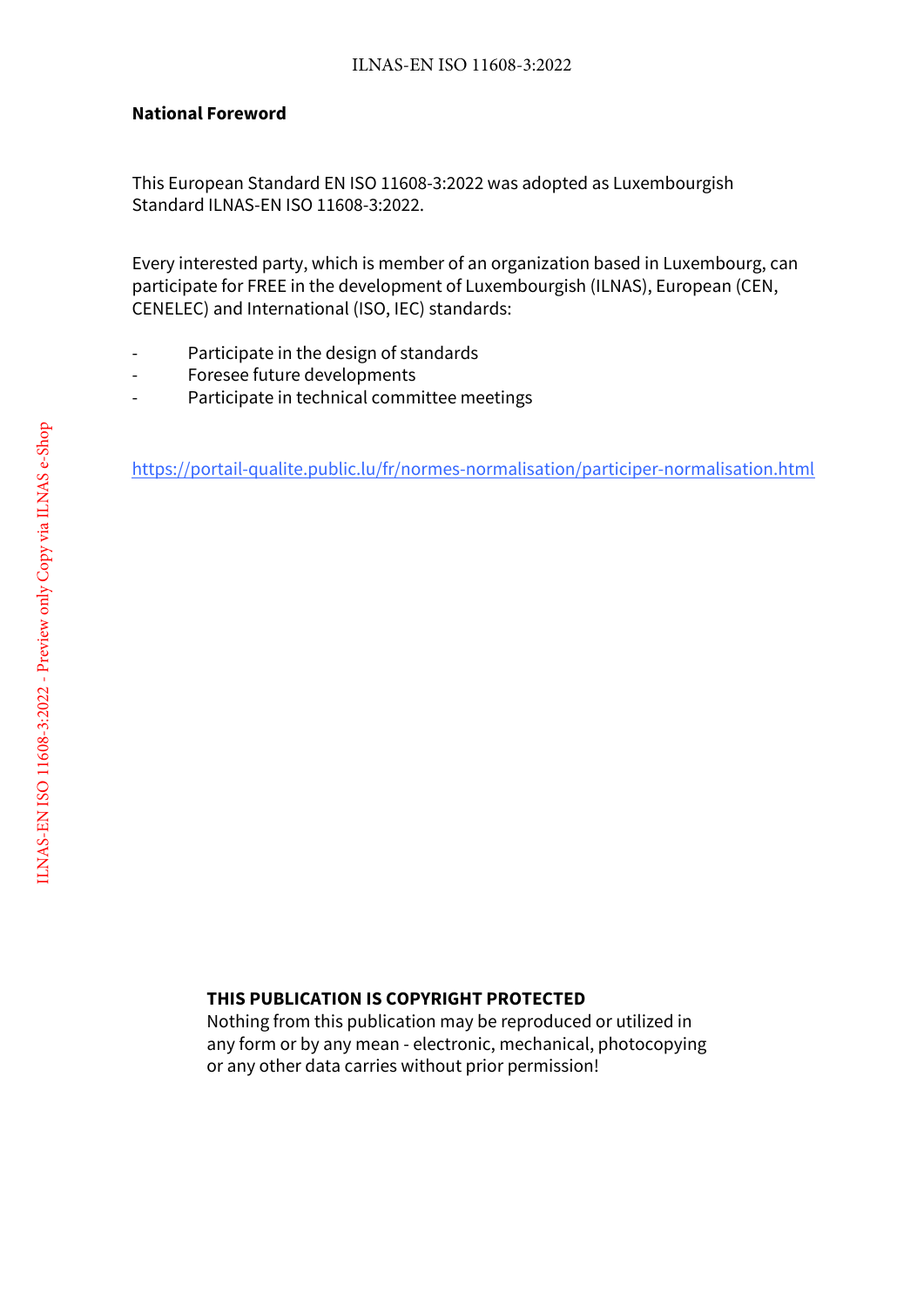**National Foreword**

This European Standard EN ISO 11608-3:2022 was adopted as Luxembourgish Standard ILNAS-EN ISO 11608-3:2022.

Every interested party, which is member of an organization based in Luxembourg, can participate for FREE in the development of Luxembourgish (ILNAS), European (CEN, CENELEC) and International (ISO, IEC) standards:

- Participate in the design of standards
- Foresee future developments
- Participate in technical committee meetings

https://portail-qualite.public.lu/fr/normes-normalisation/participer-normalisation.html

**THIS PUBLICATION IS COPYRIGHT PROTECTED**
Nothing from this publication may be reproduced or utilized in any form or by any mean - electronic, mechanical, photocopying or any other data carries without prior permission!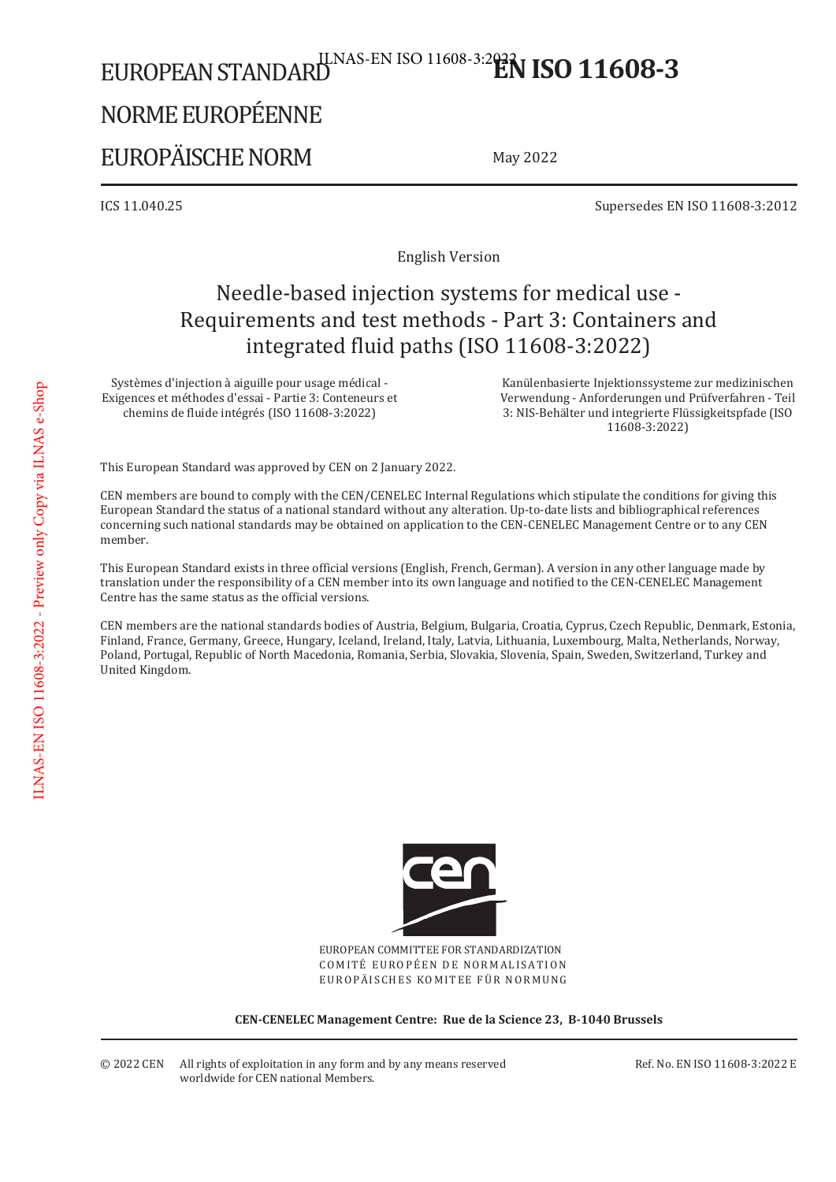EUROPEAN STANDARD

NORME EUROPÉENNE

EUROPÄISCHE NORM

**EN ISO 11608-3**

May 2022

ICS 11.040.25

Supersedes EN ISO 11608-3:2012

English Version

# Needle-based injection systems for medical use - Requirements and test methods - Part 3: Containers and integrated fluid paths (ISO 11608-3:2022)

Systèmes d'injection à aiguille pour usage médical - Exigences et méthodes d'essai - Partie 3: Conteneurs et chemins de fluide intégrés (ISO 11608-3:2022)

Kanülenbasierte Injektionssysteme zur medizinischen Verwendung - Anforderungen und Prüfverfahren - Teil 3: NIS-Behälter und integrierte Flüssigkeitspfade (ISO 11608-3:2022)

This European Standard was approved by CEN on 2 January 2022.

CEN members are bound to comply with the CEN/CENELEC Internal Regulations which stipulate the conditions for giving this European Standard the status of a national standard without any alteration. Up-to-date lists and bibliographical references concerning such national standards may be obtained on application to the CEN-CENELEC Management Centre or to any CEN member.

This European Standard exists in three official versions (English, French, German). A version in any other language made by translation under the responsibility of a CEN member into its own language and notified to the CEN-CENELEC Management Centre has the same status as the official versions.

CEN members are the national standards bodies of Austria, Belgium, Bulgaria, Croatia, Cyprus, Czech Republic, Denmark, Estonia, Finland, France, Germany, Greece, Hungary, Iceland, Ireland, Italy, Latvia, Lithuania, Luxembourg, Malta, Netherlands, Norway, Poland, Portugal, Republic of North Macedonia, Romania, Serbia, Slovakia, Slovenia, Spain, Sweden, Switzerland, Turkey and United Kingdom.

EUROPEAN COMMITTEE FOR STANDARDIZATION
COMITÉ EUROPÉEN DE NORMALISATION
EUROPÄISCHES KOMITEE FÜR NORMUNG

**CEN-CENELEC Management Centre: Rue de la Science 23, B-1040 Brussels**

© 2022 CEN All rights of exploitation in any form and by any means reserved worldwide for CEN national Members.

Ref. No. EN ISO 11608-3:2022 E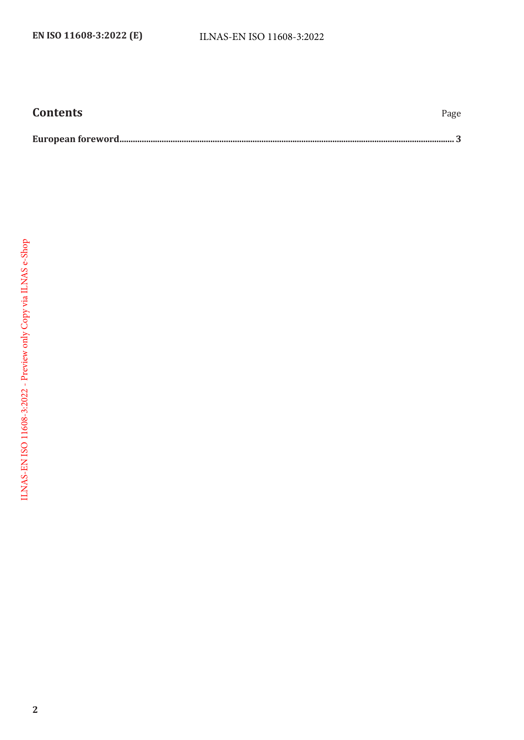## Contents

Page

**European foreword** ..... **3**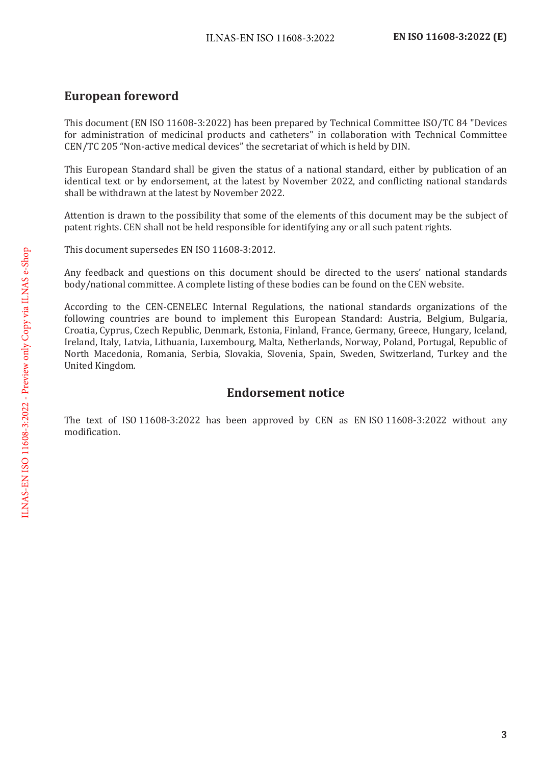## European foreword

This document (EN ISO 11608-3:2022) has been prepared by Technical Committee ISO/TC 84 "Devices for administration of medicinal products and catheters" in collaboration with Technical Committee CEN/TC 205 “Non-active medical devices” the secretariat of which is held by DIN.

This European Standard shall be given the status of a national standard, either by publication of an identical text or by endorsement, at the latest by November 2022, and conflicting national standards shall be withdrawn at the latest by November 2022.

Attention is drawn to the possibility that some of the elements of this document may be the subject of patent rights. CEN shall not be held responsible for identifying any or all such patent rights.

This document supersedes EN ISO 11608-3:2012.

Any feedback and questions on this document should be directed to the users’ national standards body/national committee. A complete listing of these bodies can be found on the CEN website.

According to the CEN-CENELEC Internal Regulations, the national standards organizations of the following countries are bound to implement this European Standard: Austria, Belgium, Bulgaria, Croatia, Cyprus, Czech Republic, Denmark, Estonia, Finland, France, Germany, Greece, Hungary, Iceland, Ireland, Italy, Latvia, Lithuania, Luxembourg, Malta, Netherlands, Norway, Poland, Portugal, Republic of North Macedonia, Romania, Serbia, Slovakia, Slovenia, Spain, Sweden, Switzerland, Turkey and the United Kingdom.

## Endorsement notice

The text of ISO 11608-3:2022 has been approved by CEN as EN ISO 11608-3:2022 without any modification.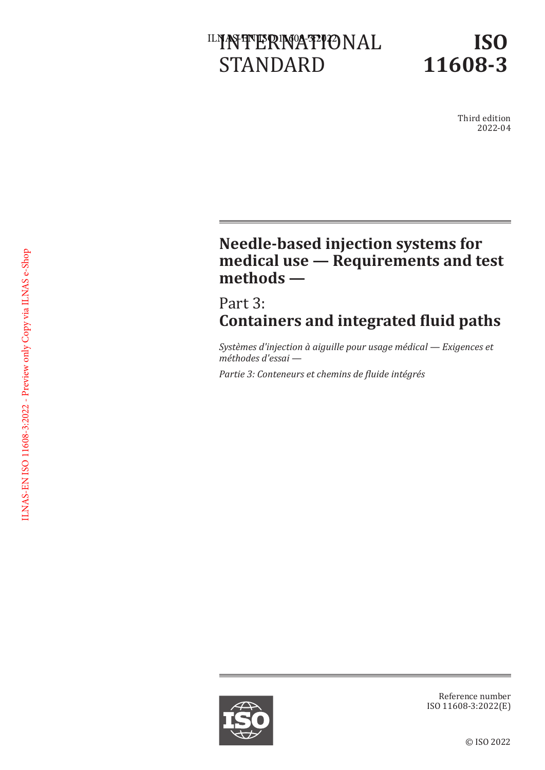# INTERNATIONAL STANDARD

# ISO 11608-3

Third edition
2022-04

# Needle-based injection systems for medical use — Requirements and test methods —

## Part 3:
## Containers and integrated fluid paths

*Systèmes d'injection à aiguille pour usage médical — Exigences et méthodes d'essai —*

*Partie 3: Conteneurs et chemins de fluide intégrés*

Reference number
ISO 11608-3:2022(E)

© ISO 2022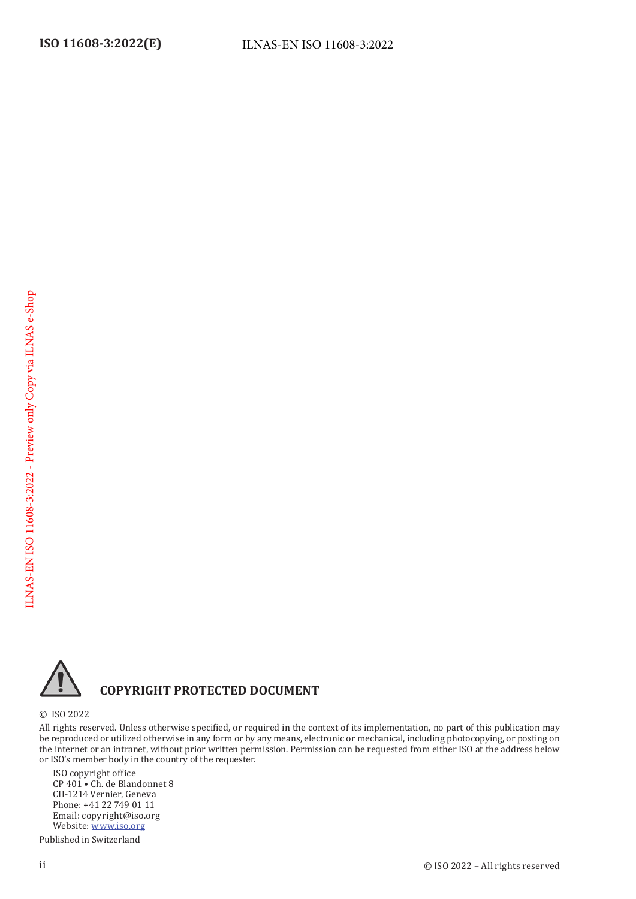**COPYRIGHT PROTECTED DOCUMENT**

© ISO 2022

All rights reserved. Unless otherwise specified, or required in the context of its implementation, no part of this publication may be reproduced or utilized otherwise in any form or by any means, electronic or mechanical, including photocopying, or posting on the internet or an intranet, without prior written permission. Permission can be requested from either ISO at the address below or ISO's member body in the country of the requester.

ISO copyright office
CP 401 • Ch. de Blandonnet 8
CH-1214 Vernier, Geneva
Phone: +41 22 749 01 11
Email: copyright@iso.org
Website: www.iso.org

Published in Switzerland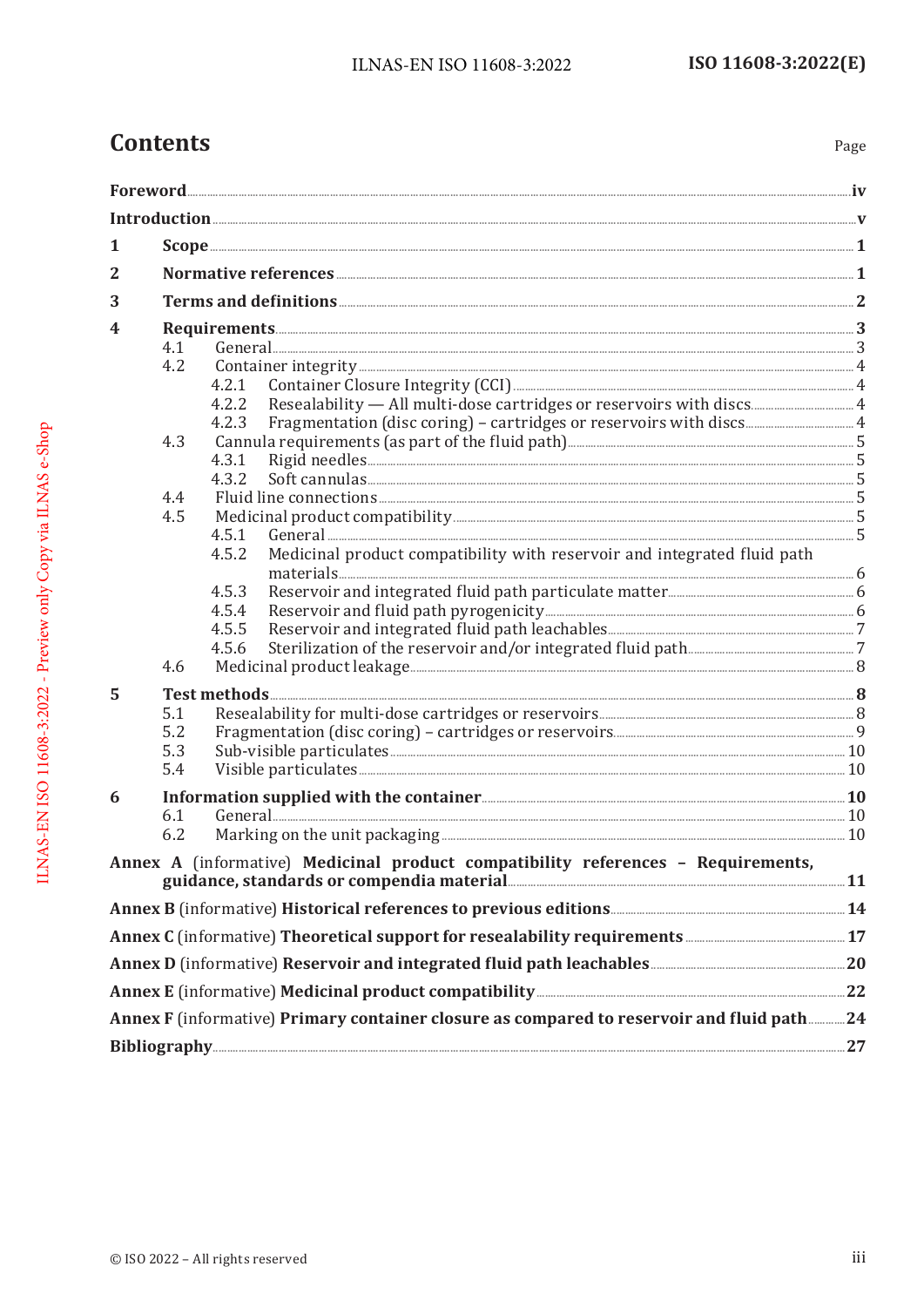# Contents

Page

**Foreword** ... iv

**Introduction** ... v

**1 Scope** ... 1

**2 Normative references** ... 1

**3 Terms and definitions** ... 2

**4 Requirements** ... 3

- 4.1 General ... 3
- 4.2 Container integrity ... 4
  - 4.2.1 Container Closure Integrity (CCI) ... 4
  - 4.2.2 Resealability — All multi-dose cartridges or reservoirs with discs ... 4
  - 4.2.3 Fragmentation (disc coring) – cartridges or reservoirs with discs ... 4
- 4.3 Cannula requirements (as part of the fluid path) ... 5
  - 4.3.1 Rigid needles ... 5
  - 4.3.2 Soft cannulas ... 5
- 4.4 Fluid line connections ... 5
- 4.5 Medicinal product compatibility ... 5
  - 4.5.1 General ... 5
  - 4.5.2 Medicinal product compatibility with reservoir and integrated fluid path materials ... 6
  - 4.5.3 Reservoir and integrated fluid path particulate matter ... 6
  - 4.5.4 Reservoir and fluid path pyrogenicity ... 6
  - 4.5.5 Reservoir and integrated fluid path leachables ... 7
  - 4.5.6 Sterilization of the reservoir and/or integrated fluid path ... 7
- 4.6 Medicinal product leakage ... 8

**5 Test methods** ... 8

- 5.1 Resealability for multi-dose cartridges or reservoirs ... 8
- 5.2 Fragmentation (disc coring) – cartridges or reservoirs ... 9
- 5.3 Sub-visible particulates ... 10
- 5.4 Visible particulates ... 10

**6 Information supplied with the container** ... 10

- 6.1 General ... 10
- 6.2 Marking on the unit packaging ... 10

**Annex A** (informative) **Medicinal product compatibility references – Requirements, guidance, standards or compendia material** ... 11

**Annex B** (informative) **Historical references to previous editions** ... 14

**Annex C** (informative) **Theoretical support for resealability requirements** ... 17

**Annex D** (informative) **Reservoir and integrated fluid path leachables** ... 20

**Annex E** (informative) **Medicinal product compatibility** ... 22

**Annex F** (informative) **Primary container closure as compared to reservoir and fluid path** ... 24

**Bibliography** ... 27